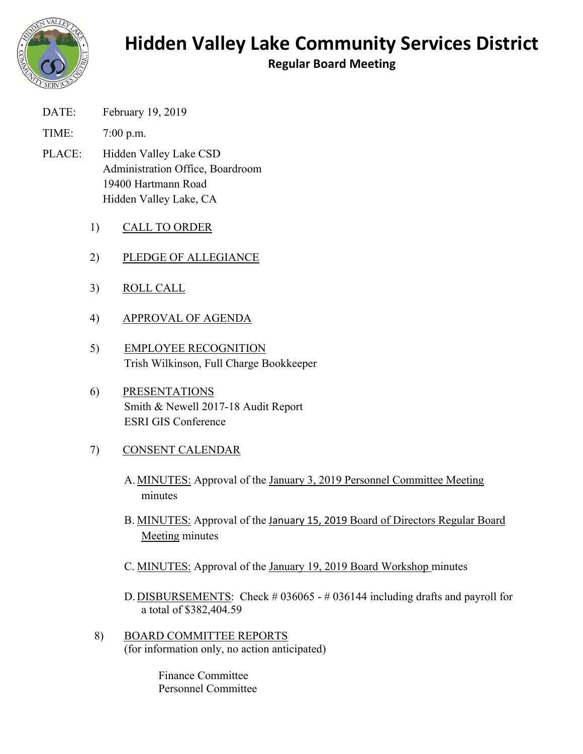# Hidden Valley Lake Community Services District

## Regular Board Meeting

DATE: February 19, 2019

TIME: 7:00 p.m.

PLACE: Hidden Valley Lake CSD
Administration Office, Boardroom
19400 Hartmann Road
Hidden Valley Lake, CA

1) CALL TO ORDER

2) PLEDGE OF ALLEGIANCE

3) ROLL CALL

4) APPROVAL OF AGENDA

5) EMPLOYEE RECOGNITION
Trish Wilkinson, Full Charge Bookkeeper

6) PRESENTATIONS
Smith & Newell 2017-18 Audit Report
ESRI GIS Conference

7) CONSENT CALENDAR

   A. MINUTES: Approval of the January 3, 2019 Personnel Committee Meeting minutes

   B. MINUTES: Approval of the January 15, 2019 Board of Directors Regular Board Meeting minutes

   C. MINUTES: Approval of the January 19, 2019 Board Workshop minutes

   D. DISBURSEMENTS: Check # 036065 - # 036144 including drafts and payroll for a total of $382,404.59

8) BOARD COMMITTEE REPORTS
(for information only, no action anticipated)

   Finance Committee
   Personnel Committee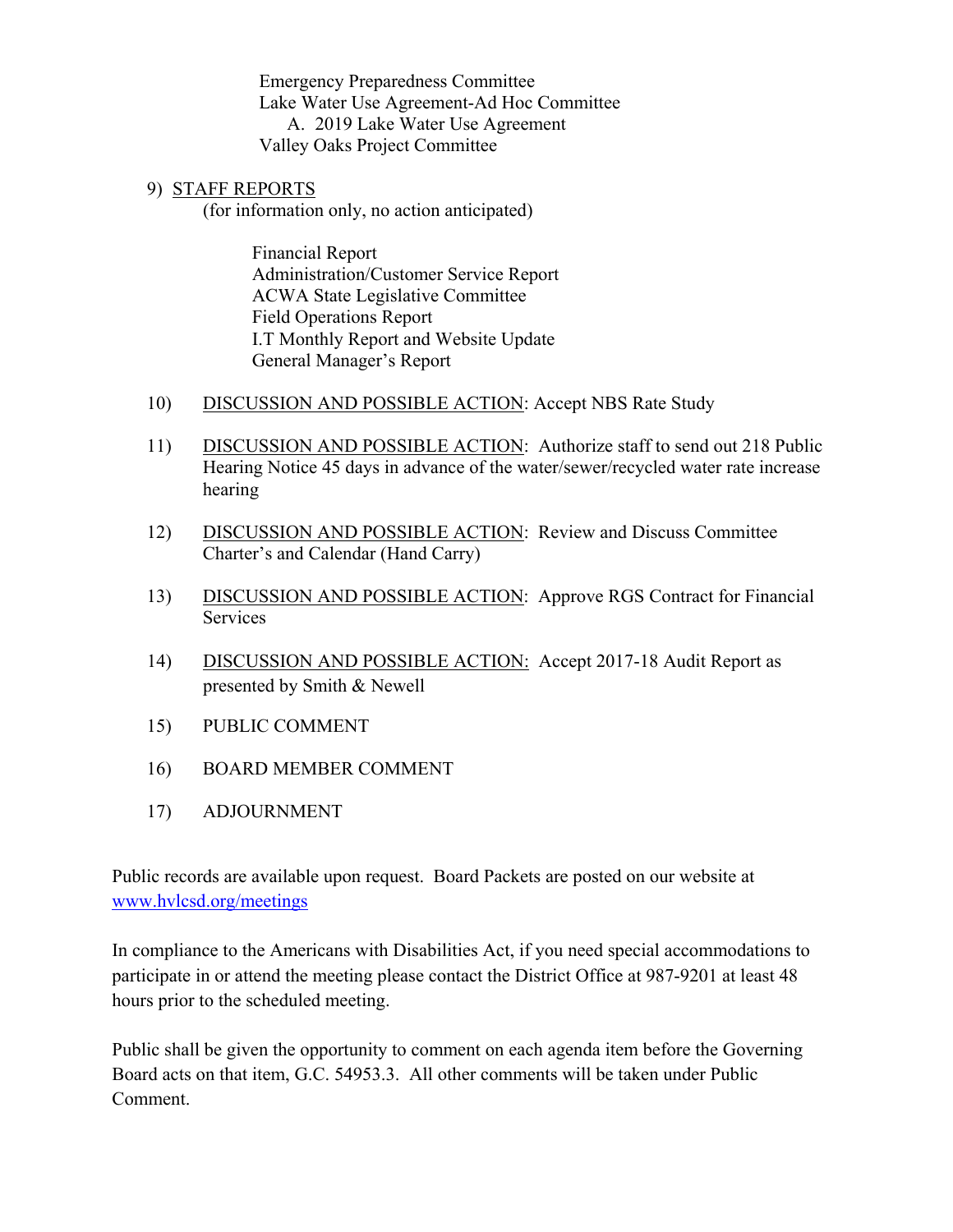Emergency Preparedness Committee
Lake Water Use Agreement-Ad Hoc Committee
A. 2019 Lake Water Use Agreement
Valley Oaks Project Committee

9) STAFF REPORTS
(for information only, no action anticipated)

Financial Report
Administration/Customer Service Report
ACWA State Legislative Committee
Field Operations Report
I.T Monthly Report and Website Update
General Manager's Report

10) DISCUSSION AND POSSIBLE ACTION: Accept NBS Rate Study

11) DISCUSSION AND POSSIBLE ACTION: Authorize staff to send out 218 Public Hearing Notice 45 days in advance of the water/sewer/recycled water rate increase hearing

12) DISCUSSION AND POSSIBLE ACTION: Review and Discuss Committee Charter's and Calendar (Hand Carry)

13) DISCUSSION AND POSSIBLE ACTION: Approve RGS Contract for Financial Services

14) DISCUSSION AND POSSIBLE ACTION: Accept 2017-18 Audit Report as presented by Smith & Newell

15) PUBLIC COMMENT

16) BOARD MEMBER COMMENT

17) ADJOURNMENT

Public records are available upon request. Board Packets are posted on our website at www.hvlcsd.org/meetings

In compliance to the Americans with Disabilities Act, if you need special accommodations to participate in or attend the meeting please contact the District Office at 987-9201 at least 48 hours prior to the scheduled meeting.

Public shall be given the opportunity to comment on each agenda item before the Governing Board acts on that item, G.C. 54953.3. All other comments will be taken under Public Comment.